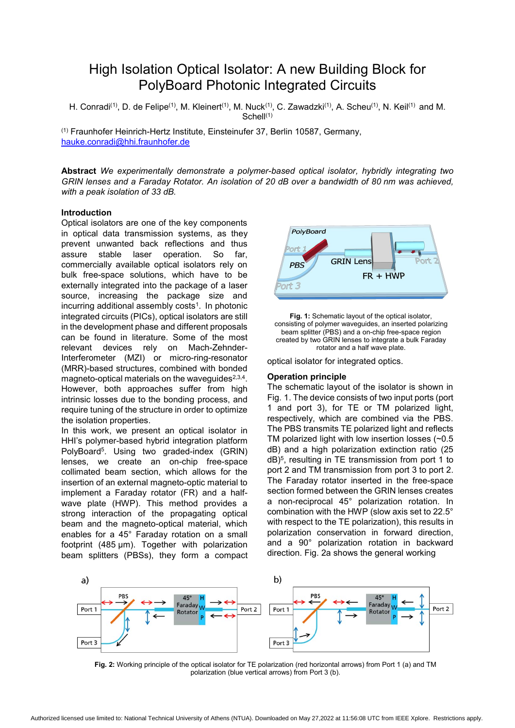# High Isolation Optical Isolator: A new Building Block for PolyBoard Photonic Integrated Circuits

H. Conradi[(1)], D. de Felipe[(1)], M. Kleinert[(1)], M. Nuck[(1)], C. Zawadzki[(1)], A. Scheu[(1)], N. Keil[(1)] and M. Schell[(1)]

[(1)] Fraunhofer Heinrich-Hertz Institute, Einsteinufer 37, Berlin 10587, Germany, hauke.conradi@hhi.fraunhofer.de

**Abstract** *We experimentally demonstrate a polymer-based optical isolator, hybridly integrating two GRIN lenses and a Faraday Rotator. An isolation of 20 dB over a bandwidth of 80 nm was achieved, with a peak isolation of 33 dB.*

## Introduction

Optical isolators are one of the key components in optical data transmission systems, as they prevent unwanted back reflections and thus assure stable laser operation. So far, commercially available optical isolators rely on bulk free-space solutions, which have to be externally integrated into the package of a laser source, increasing the package size and incurring additional assembly costs[1]. In photonic integrated circuits (PICs), optical isolators are still in the development phase and different proposals can be found in literature. Some of the most relevant devices rely on Mach-Zehnder-Interferometer (MZI) or micro-ring-resonator (MRR)-based structures, combined with bonded magneto-optical materials on the waveguides[2,3,4]. However, both approaches suffer from high intrinsic losses due to the bonding process, and require tuning of the structure in order to optimize the isolation properties.

In this work, we present an optical isolator in HHI's polymer-based hybrid integration platform PolyBoard[5]. Using two graded-index (GRIN) lenses, we create an on-chip free-space collimated beam section, which allows for the insertion of an external magneto-optic material to implement a Faraday rotator (FR) and a half-wave plate (HWP). This method provides a strong interaction of the propagating optical beam and the magneto-optical material, which enables for a 45° Faraday rotation on a small footprint (485 µm). Together with polarization beam splitters (PBSs), they form a compact optical isolator for integrated optics.

**Fig. 1:** Schematic layout of the optical isolator, consisting of polymer waveguides, an inserted polarizing beam splitter (PBS) and a on-chip free-space region created by two GRIN lenses to integrate a bulk Faraday rotator and a half wave plate.

## Operation principle

The schematic layout of the isolator is shown in Fig. 1. The device consists of two input ports (port 1 and port 3), for TE or TM polarized light, respectively, which are combined via the PBS. The PBS transmits TE polarized light and reflects TM polarized light with low insertion losses (~0.5 dB) and a high polarization extinction ratio (25 dB)[5], resulting in TE transmission from port 1 to port 2 and TM transmission from port 3 to port 2. The Faraday rotator inserted in the free-space section formed between the GRIN lenses creates a non-reciprocal 45° polarization rotation. In combination with the HWP (slow axis set to 22.5° with respect to the TE polarization), this results in polarization conservation in forward direction, and a 90° polarization rotation in backward direction. Fig. 2a shows the general working

**Fig. 2:** Working principle of the optical isolator for TE polarization (red horizontal arrows) from Port 1 (a) and TM polarization (blue vertical arrows) from Port 3 (b).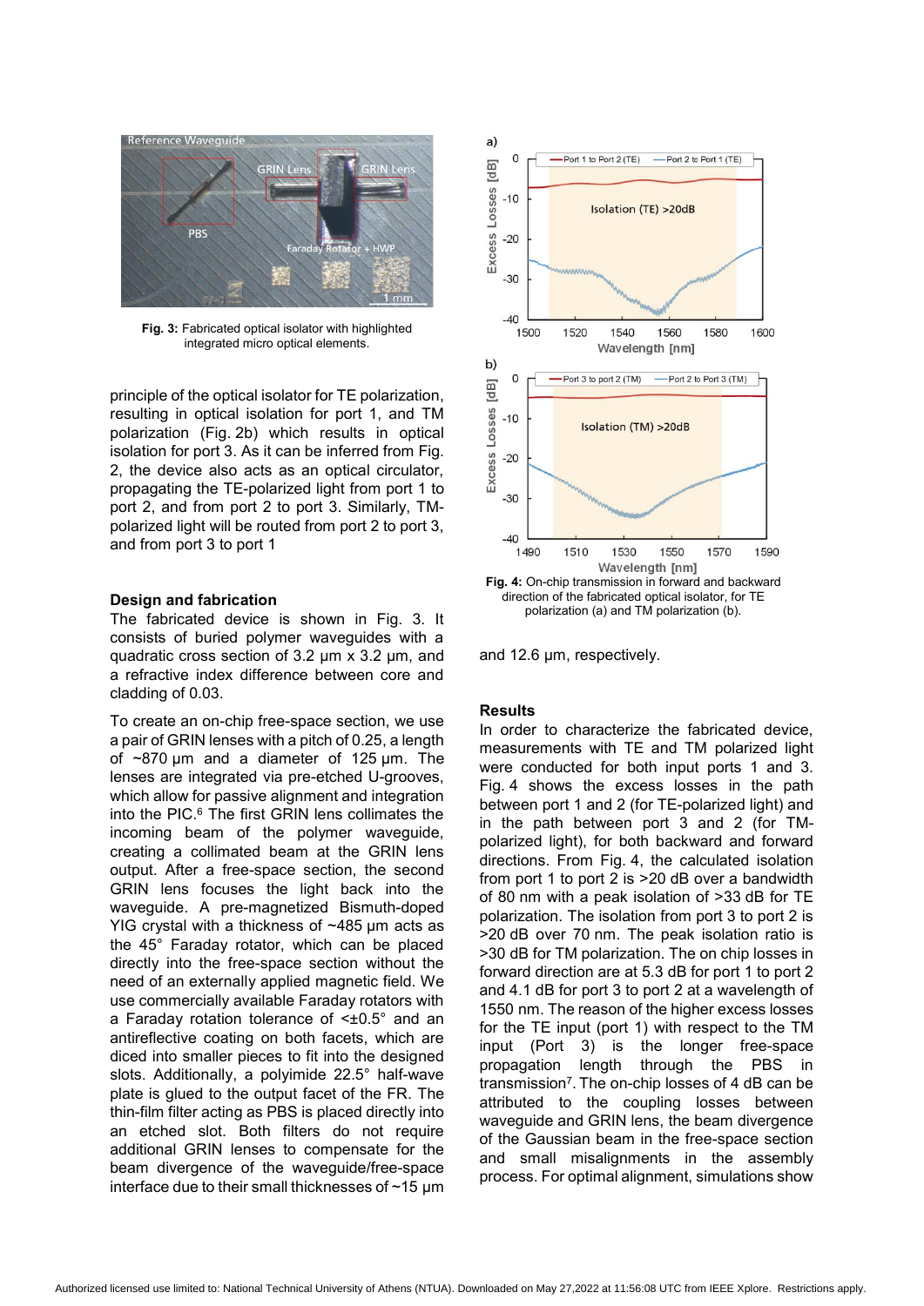Fig. 3: Fabricated optical isolator with highlighted integrated micro optical elements.

principle of the optical isolator for TE polarization, resulting in optical isolation for port 1, and TM polarization (Fig. 2b) which results in optical isolation for port 3. As it can be inferred from Fig. 2, the device also acts as an optical circulator, propagating the TE-polarized light from port 1 to port 2, and from port 2 to port 3. Similarly, TM-polarized light will be routed from port 2 to port 3, and from port 3 to port 1

## Design and fabrication

The fabricated device is shown in Fig. 3. It consists of buried polymer waveguides with a quadratic cross section of 3.2 µm x 3.2 µm, and a refractive index difference between core and cladding of 0.03.

To create an on-chip free-space section, we use a pair of GRIN lenses with a pitch of 0.25, a length of ~870 µm and a diameter of 125 µm. The lenses are integrated via pre-etched U-grooves, which allow for passive alignment and integration into the PIC.[6] The first GRIN lens collimates the incoming beam of the polymer waveguide, creating a collimated beam at the GRIN lens output. After a free-space section, the second GRIN lens focuses the light back into the waveguide. A pre-magnetized Bismuth-doped YIG crystal with a thickness of ~485 µm acts as the 45° Faraday rotator, which can be placed directly into the free-space section without the need of an externally applied magnetic field. We use commercially available Faraday rotators with a Faraday rotation tolerance of <±0.5° and an antireflective coating on both facets, which are diced into smaller pieces to fit into the designed slots. Additionally, a polyimide 22.5° half-wave plate is glued to the output facet of the FR. The thin-film filter acting as PBS is placed directly into an etched slot. Both filters do not require additional GRIN lenses to compensate for the beam divergence of the waveguide/free-space interface due to their small thicknesses of ~15 µm and 12.6 µm, respectively.

Fig. 4: On-chip transmission in forward and backward direction of the fabricated optical isolator, for TE polarization (a) and TM polarization (b).

## Results

In order to characterize the fabricated device, measurements with TE and TM polarized light were conducted for both input ports 1 and 3. Fig. 4 shows the excess losses in the path between port 1 and 2 (for TE-polarized light) and in the path between port 3 and 2 (for TM-polarized light), for both backward and forward directions. From Fig. 4, the calculated isolation from port 1 to port 2 is >20 dB over a bandwidth of 80 nm with a peak isolation of >33 dB for TE polarization. The isolation from port 3 to port 2 is >20 dB over 70 nm. The peak isolation ratio is >30 dB for TM polarization. The on chip losses in forward direction are at 5.3 dB for port 1 to port 2 and 4.1 dB for port 3 to port 2 at a wavelength of 1550 nm. The reason of the higher excess losses for the TE input (port 1) with respect to the TM input (Port 3) is the longer free-space propagation length through the PBS in transmission[7]. The on-chip losses of 4 dB can be attributed to the coupling losses between waveguide and GRIN lens, the beam divergence of the Gaussian beam in the free-space section and small misalignments in the assembly process. For optimal alignment, simulations show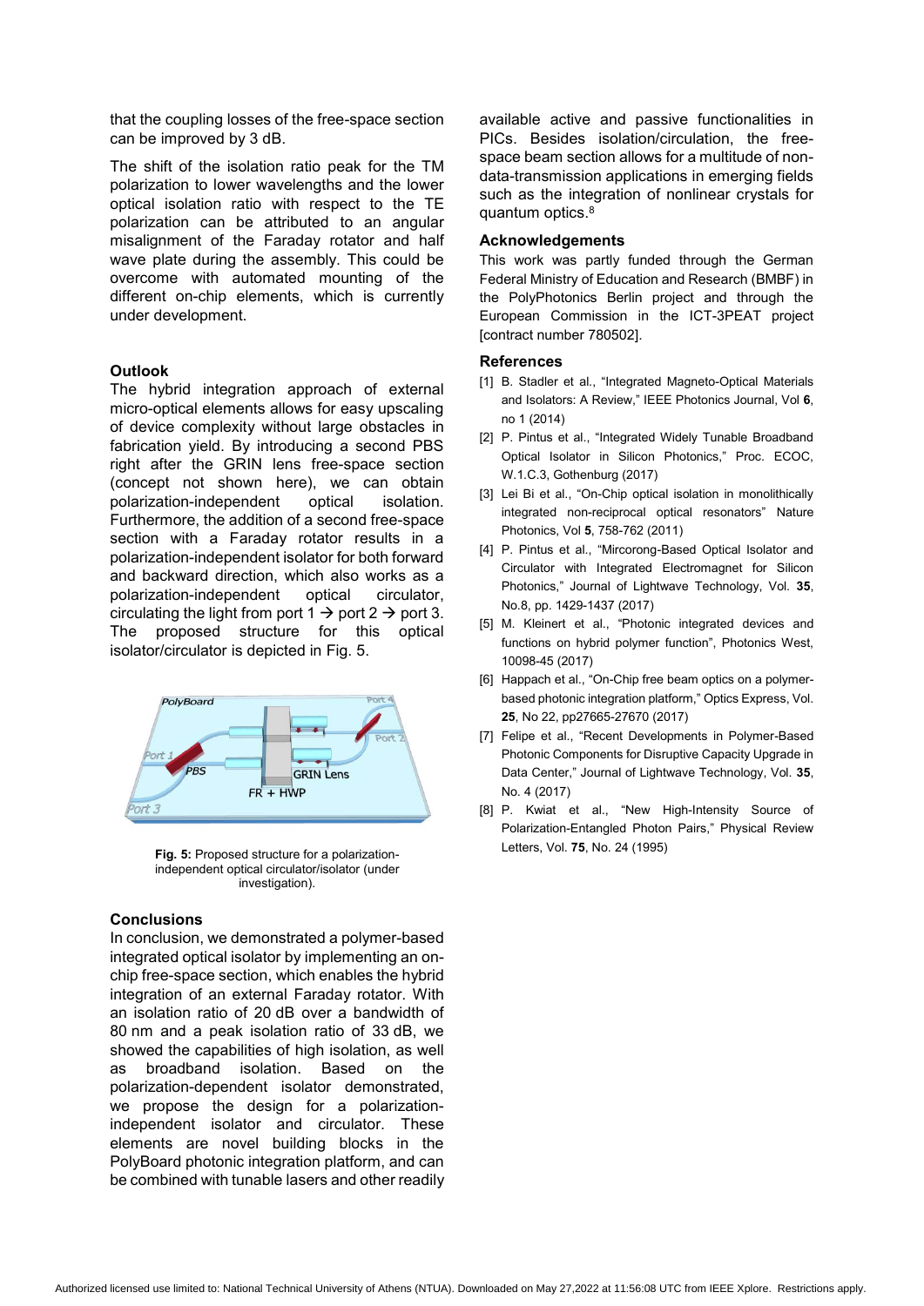that the coupling losses of the free-space section can be improved by 3 dB.

The shift of the isolation ratio peak for the TM polarization to lower wavelengths and the lower optical isolation ratio with respect to the TE polarization can be attributed to an angular misalignment of the Faraday rotator and half wave plate during the assembly. This could be overcome with automated mounting of the different on-chip elements, which is currently under development.

## Outlook

The hybrid integration approach of external micro-optical elements allows for easy upscaling of device complexity without large obstacles in fabrication yield. By introducing a second PBS right after the GRIN lens free-space section (concept not shown here), we can obtain polarization-independent optical isolation. Furthermore, the addition of a second free-space section with a Faraday rotator results in a polarization-independent isolator for both forward and backward direction, which also works as a polarization-independent optical circulator, circulating the light from port 1 → port 2 → port 3. The proposed structure for this optical isolator/circulator is depicted in Fig. 5.

PolyBoard
Port 4
Port 1
Port 2
PBS
GRIN Lens
FR + HWP
Port 3

**Fig. 5:** Proposed structure for a polarization-independent optical circulator/isolator (under investigation).

## Conclusions

In conclusion, we demonstrated a polymer-based integrated optical isolator by implementing an on-chip free-space section, which enables the hybrid integration of an external Faraday rotator. With an isolation ratio of 20 dB over a bandwidth of 80 nm and a peak isolation ratio of 33 dB, we showed the capabilities of high isolation, as well as broadband isolation. Based on the polarization-dependent isolator demonstrated, we propose the design for a polarization-independent isolator and circulator. These elements are novel building blocks in the PolyBoard photonic integration platform, and can be combined with tunable lasers and other readily available active and passive functionalities in PICs. Besides isolation/circulation, the free-space beam section allows for a multitude of non-data-transmission applications in emerging fields such as the integration of nonlinear crystals for quantum optics.[8]

## Acknowledgements

This work was partly funded through the German Federal Ministry of Education and Research (BMBF) in the PolyPhotonics Berlin project and through the European Commission in the ICT-3PEAT project [contract number 780502].

## References

[1] B. Stadler et al., "Integrated Magneto-Optical Materials and Isolators: A Review," IEEE Photonics Journal, Vol **6**, no 1 (2014)

[2] P. Pintus et al., "Integrated Widely Tunable Broadband Optical Isolator in Silicon Photonics," Proc. ECOC, W.1.C.3, Gothenburg (2017)

[3] Lei Bi et al., "On-Chip optical isolation in monolithically integrated non-reciprocal optical resonators" Nature Photonics, Vol **5**, 758-762 (2011)

[4] P. Pintus et al., "Mircorong-Based Optical Isolator and Circulator with Integrated Electromagnet for Silicon Photonics," Journal of Lightwave Technology, Vol. **35**, No.8, pp. 1429-1437 (2017)

[5] M. Kleinert et al., "Photonic integrated devices and functions on hybrid polymer function", Photonics West, 10098-45 (2017)

[6] Happach et al., "On-Chip free beam optics on a polymer-based photonic integration platform," Optics Express, Vol. **25**, No 22, pp27665-27670 (2017)

[7] Felipe et al., "Recent Developments in Polymer-Based Photonic Components for Disruptive Capacity Upgrade in Data Center," Journal of Lightwave Technology, Vol. **35**, No. 4 (2017)

[8] P. Kwiat et al., "New High-Intensity Source of Polarization-Entangled Photon Pairs," Physical Review Letters, Vol. **75**, No. 24 (1995)